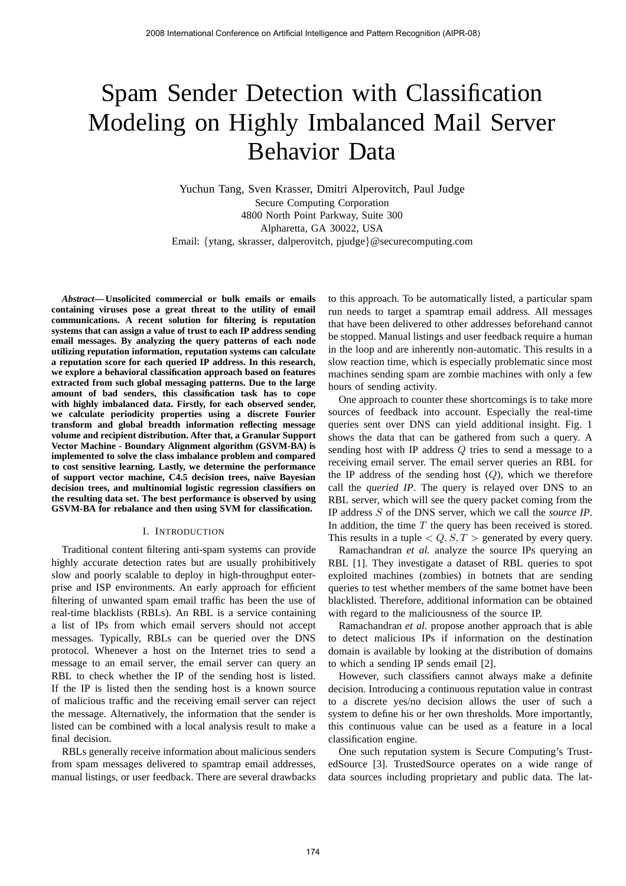# Spam Sender Detection with Classification Modeling on Highly Imbalanced Mail Server Behavior Data

Yuchun Tang, Sven Krasser, Dmitri Alperovitch, Paul Judge
Secure Computing Corporation
4800 North Point Parkway, Suite 300
Alpharetta, GA 30022, USA
Email: {ytang, skrasser, dalperovitch, pjudge}@securecomputing.com

***Abstract*— Unsolicited commercial or bulk emails or emails containing viruses pose a great threat to the utility of email communications. A recent solution for filtering is reputation systems that can assign a value of trust to each IP address sending email messages. By analyzing the query patterns of each node utilizing reputation information, reputation systems can calculate a reputation score for each queried IP address. In this research, we explore a behavioral classification approach based on features extracted from such global messaging patterns. Due to the large amount of bad senders, this classification task has to cope with highly imbalanced data. Firstly, for each observed sender, we calculate periodicity properties using a discrete Fourier transform and global breadth information reflecting message volume and recipient distribution. After that, a Granular Support Vector Machine - Boundary Alignment algorithm (GSVM-BA) is implemented to solve the class imbalance problem and compared to cost sensitive learning. Lastly, we determine the performance of support vector machine, C4.5 decision trees, naïve Bayesian decision trees, and multinomial logistic regression classifiers on the resulting data set. The best performance is observed by using GSVM-BA for rebalance and then using SVM for classification.**

## I. Introduction

Traditional content filtering anti-spam systems can provide highly accurate detection rates but are usually prohibitively slow and poorly scalable to deploy in high-throughput enterprise and ISP environments. An early approach for efficient filtering of unwanted spam email traffic has been the use of real-time blacklists (RBLs). An RBL is a service containing a list of IPs from which email servers should not accept messages. Typically, RBLs can be queried over the DNS protocol. Whenever a host on the Internet tries to send a message to an email server, the email server can query an RBL to check whether the IP of the sending host is listed. If the IP is listed then the sending host is a known source of malicious traffic and the receiving email server can reject the message. Alternatively, the information that the sender is listed can be combined with a local analysis result to make a final decision.

RBLs generally receive information about malicious senders from spam messages delivered to spamtrap email addresses, manual listings, or user feedback. There are several drawbacks to this approach. To be automatically listed, a particular spam run needs to target a spamtrap email address. All messages that have been delivered to other addresses beforehand cannot be stopped. Manual listings and user feedback require a human in the loop and are inherently non-automatic. This results in a slow reaction time, which is especially problematic since most machines sending spam are zombie machines with only a few hours of sending activity.

One approach to counter these shortcomings is to take more sources of feedback into account. Especially the real-time queries sent over DNS can yield additional insight. Fig. 1 shows the data that can be gathered from such a query. A sending host with IP address $Q$ tries to send a message to a receiving email server. The email server queries an RBL for the IP address of the sending host ($Q$), which we therefore call the *queried IP*. The query is relayed over DNS to an RBL server, which will see the query packet coming from the IP address $S$ of the DNS server, which we call the *source IP*. In addition, the time $T$ the query has been received is stored. This results in a tuple $< Q, S, T >$ generated by every query.

Ramachandran *et al.* analyze the source IPs querying an RBL [1]. They investigate a dataset of RBL queries to spot exploited machines (zombies) in botnets that are sending queries to test whether members of the same botnet have been blacklisted. Therefore, additional information can be obtained with regard to the maliciousness of the source IP.

Ramachandran *et al.* propose another approach that is able to detect malicious IPs if information on the destination domain is available by looking at the distribution of domains to which a sending IP sends email [2].

However, such classifiers cannot always make a definite decision. Introducing a continuous reputation value in contrast to a discrete yes/no decision allows the user of such a system to define his or her own thresholds. More importantly, this continuous value can be used as a feature in a local classification engine.

One such reputation system is Secure Computing's TrustedSource [3]. TrustedSource operates on a wide range of data sources including proprietary and public data. The lat-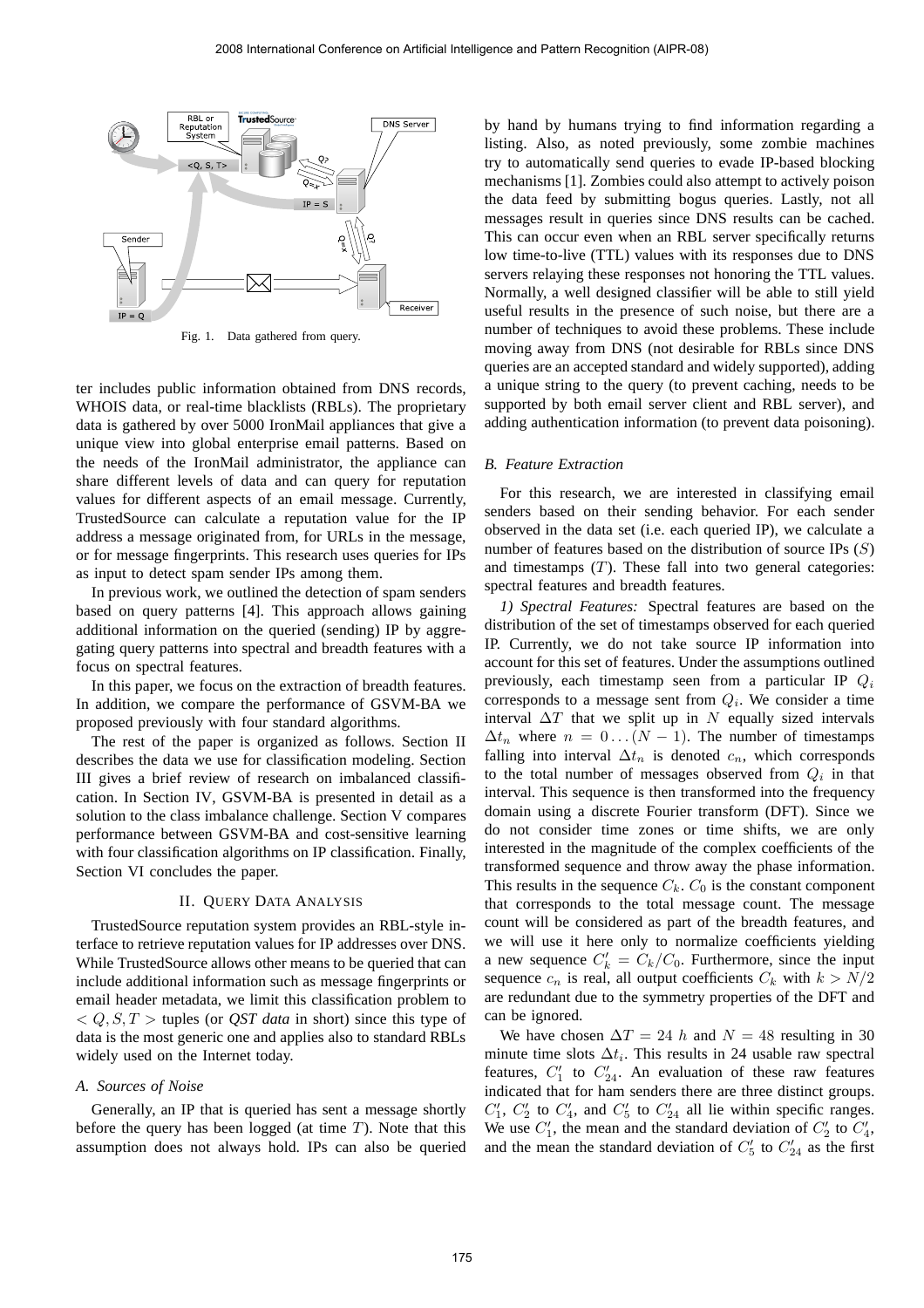Fig. 1. Data gathered from query.

ter includes public information obtained from DNS records, WHOIS data, or real-time blacklists (RBLs). The proprietary data is gathered by over 5000 IronMail appliances that give a unique view into global enterprise email patterns. Based on the needs of the IronMail administrator, the appliance can share different levels of data and can query for reputation values for different aspects of an email message. Currently, TrustedSource can calculate a reputation value for the IP address a message originated from, for URLs in the message, or for message fingerprints. This research uses queries for IPs as input to detect spam sender IPs among them.

In previous work, we outlined the detection of spam senders based on query patterns [4]. This approach allows gaining additional information on the queried (sending) IP by aggregating query patterns into spectral and breadth features with a focus on spectral features.

In this paper, we focus on the extraction of breadth features. In addition, we compare the performance of GSVM-BA we proposed previously with four standard algorithms.

The rest of the paper is organized as follows. Section II describes the data we use for classification modeling. Section III gives a brief review of research on imbalanced classification. In Section IV, GSVM-BA is presented in detail as a solution to the class imbalance challenge. Section V compares performance between GSVM-BA and cost-sensitive learning with four classification algorithms on IP classification. Finally, Section VI concludes the paper.

## II. Query Data Analysis

TrustedSource reputation system provides an RBL-style interface to retrieve reputation values for IP addresses over DNS. While TrustedSource allows other means to be queried that can include additional information such as message fingerprints or email header metadata, we limit this classification problem to $< Q, S, T >$ tuples (or *QST data* in short) since this type of data is the most generic one and applies also to standard RBLs widely used on the Internet today.

### A. Sources of Noise

Generally, an IP that is queried has sent a message shortly before the query has been logged (at time $T$). Note that this assumption does not always hold. IPs can also be queried by hand by humans trying to find information regarding a listing. Also, as noted previously, some zombie machines try to automatically send queries to evade IP-based blocking mechanisms [1]. Zombies could also attempt to actively poison the data feed by submitting bogus queries. Lastly, not all messages result in queries since DNS results can be cached. This can occur even when an RBL server specifically returns low time-to-live (TTL) values with its responses due to DNS servers relaying these responses not honoring the TTL values. Normally, a well designed classifier will be able to still yield useful results in the presence of such noise, but there are a number of techniques to avoid these problems. These include moving away from DNS (not desirable for RBLs since DNS queries are an accepted standard and widely supported), adding a unique string to the query (to prevent caching, needs to be supported by both email server client and RBL server), and adding authentication information (to prevent data poisoning).

### B. Feature Extraction

For this research, we are interested in classifying email senders based on their sending behavior. For each sender observed in the data set (i.e. each queried IP), we calculate a number of features based on the distribution of source IPs ($S$) and timestamps ($T$). These fall into two general categories: spectral features and breadth features.

*1) Spectral Features:* Spectral features are based on the distribution of the set of timestamps observed for each queried IP. Currently, we do not take source IP information into account for this set of features. Under the assumptions outlined previously, each timestamp seen from a particular IP $Q_i$ corresponds to a message sent from $Q_i$. We consider a time interval $\Delta T$ that we split up in $N$ equally sized intervals $\Delta t_n$ where $n = 0 \ldots (N-1)$. The number of timestamps falling into interval $\Delta t_n$ is denoted $c_n$, which corresponds to the total number of messages observed from $Q_i$ in that interval. This sequence is then transformed into the frequency domain using a discrete Fourier transform (DFT). Since we do not consider time zones or time shifts, we are only interested in the magnitude of the complex coefficients of the transformed sequence and throw away the phase information. This results in the sequence $C_k$. $C_0$ is the constant component that corresponds to the total message count. The message count will be considered as part of the breadth features, and we will use it here only to normalize coefficients yielding a new sequence $C'_k = C_k/C_0$. Furthermore, since the input sequence $c_n$ is real, all output coefficients $C_k$ with $k > N/2$ are redundant due to the symmetry properties of the DFT and can be ignored.

We have chosen $\Delta T = 24\ h$ and $N = 48$ resulting in 30 minute time slots $\Delta t_i$. This results in 24 usable raw spectral features, $C'_1$ to $C'_{24}$. An evaluation of these raw features indicated that for ham senders there are three distinct groups. $C'_1$, $C'_2$ to $C'_4$, and $C'_5$ to $C'_{24}$ all lie within specific ranges. We use $C'_1$, the mean and the standard deviation of $C'_2$ to $C'_4$, and the mean the standard deviation of $C'_5$ to $C'_{24}$ as the first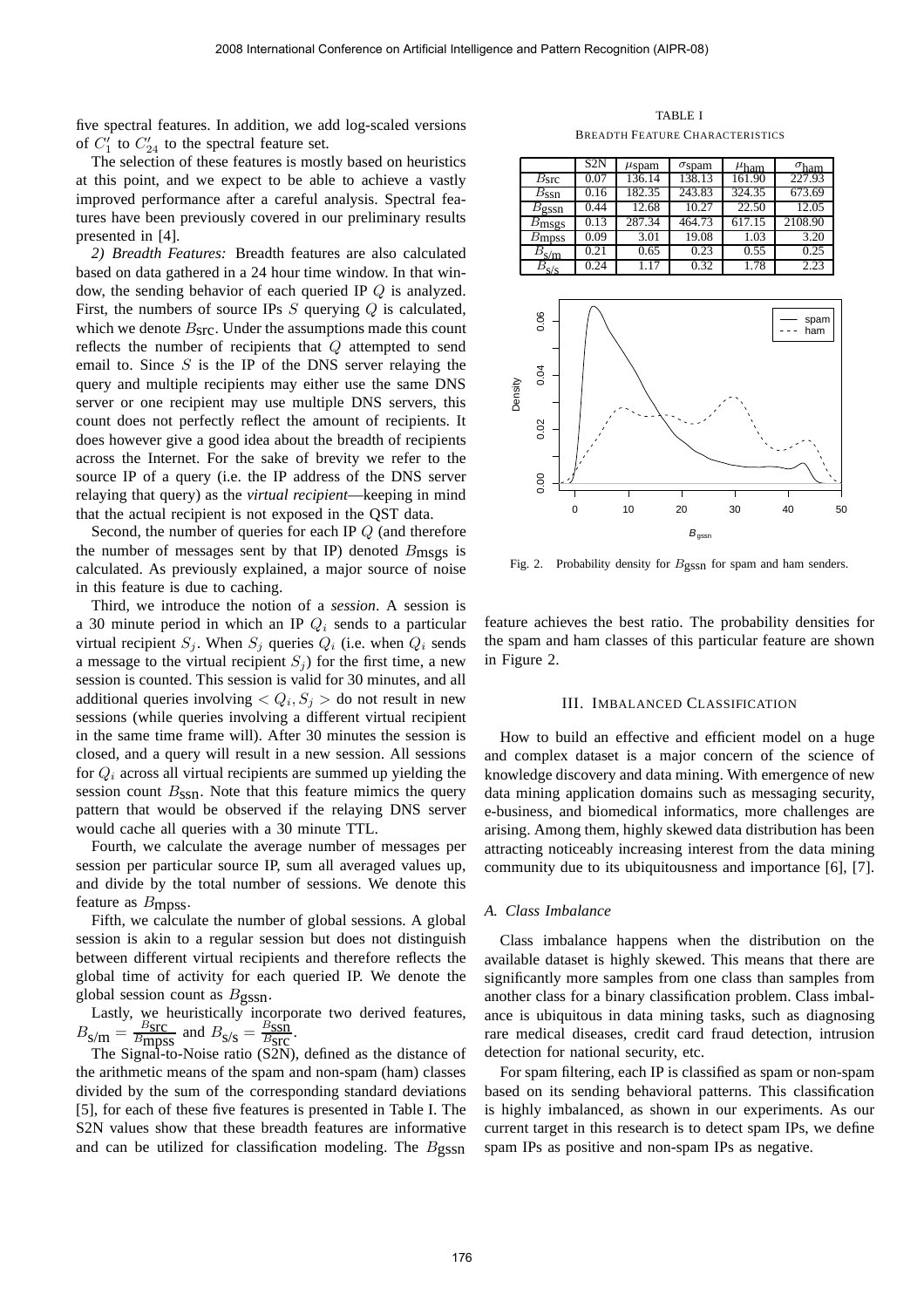five spectral features. In addition, we add log-scaled versions of $C_1'$ to $C_{24}'$ to the spectral feature set.

The selection of these features is mostly based on heuristics at this point, and we expect to be able to achieve a vastly improved performance after a careful analysis. Spectral features have been previously covered in our preliminary results presented in [4].

*2) Breadth Features:* Breadth features are also calculated based on data gathered in a 24 hour time window. In that window, the sending behavior of each queried IP $Q$ is analyzed. First, the numbers of source IPs $S$ querying $Q$ is calculated, which we denote $B_{\text{src}}$. Under the assumptions made this count reflects the number of recipients that $Q$ attempted to send email to. Since $S$ is the IP of the DNS server relaying the query and multiple recipients may either use the same DNS server or one recipient may use multiple DNS servers, this count does not perfectly reflect the amount of recipients. It does however give a good idea about the breadth of recipients across the Internet. For the sake of brevity we refer to the source IP of a query (i.e. the IP address of the DNS server relaying that query) as the *virtual recipient*—keeping in mind that the actual recipient is not exposed in the QST data.

Second, the number of queries for each IP $Q$ (and therefore the number of messages sent by that IP) denoted $B_{\text{msgs}}$ is calculated. As previously explained, a major source of noise in this feature is due to caching.

Third, we introduce the notion of a *session*. A session is a 30 minute period in which an IP $Q_i$ sends to a particular virtual recipient $S_j$. When $S_j$ queries $Q_i$ (i.e. when $Q_i$ sends a message to the virtual recipient $S_j$) for the first time, a new session is counted. This session is valid for 30 minutes, and all additional queries involving $< Q_i, S_j >$ do not result in new sessions (while queries involving a different virtual recipient in the same time frame will). After 30 minutes the session is closed, and a query will result in a new session. All sessions for $Q_i$ across all virtual recipients are summed up yielding the session count $B_{\text{ssn}}$. Note that this feature mimics the query pattern that would be observed if the relaying DNS server would cache all queries with a 30 minute TTL.

Fourth, we calculate the average number of messages per session per particular source IP, sum all averaged values up, and divide by the total number of sessions. We denote this feature as $B_{\text{mpss}}$.

Fifth, we calculate the number of global sessions. A global session is akin to a regular session but does not distinguish between different virtual recipients and therefore reflects the global time of activity for each queried IP. We denote the global session count as $B_{\text{gssn}}$.

Lastly, we heuristically incorporate two derived features, $B_{\text{s/m}} = \frac{B_{\text{src}}}{B_{\text{mpss}}}$ and $B_{\text{s/s}} = \frac{B_{\text{ssn}}}{B_{\text{src}}}$.

The Signal-to-Noise ratio (S2N), defined as the distance of the arithmetic means of the spam and non-spam (ham) classes divided by the sum of the corresponding standard deviations [5], for each of these five features is presented in Table I. The S2N values show that these breadth features are informative and can be utilized for classification modeling. The $B_{\text{gssn}}$ feature achieves the best ratio. The probability densities for the spam and ham classes of this particular feature are shown in Figure 2.

TABLE I
BREADTH FEATURE CHARACTERISTICS

| | S2N | $\mu_{\text{spam}}$ | $\sigma_{\text{spam}}$ | $\mu_{\text{ham}}$ | $\sigma_{\text{ham}}$ |
|---|---|---|---|---|---|
| $B_{\text{src}}$ | 0.07 | 136.14 | 138.13 | 161.90 | 227.93 |
| $B_{\text{ssn}}$ | 0.16 | 182.35 | 243.83 | 324.35 | 673.69 |
| $B_{\text{gssn}}$ | 0.44 | 12.68 | 10.27 | 22.50 | 12.05 |
| $B_{\text{msgs}}$ | 0.13 | 287.34 | 464.73 | 617.15 | 2108.90 |
| $B_{\text{mpss}}$ | 0.09 | 3.01 | 19.08 | 1.03 | 3.20 |
| $B_{\text{s/m}}$ | 0.21 | 0.65 | 0.23 | 0.55 | 0.25 |
| $B_{\text{s/s}}$ | 0.24 | 1.17 | 0.32 | 1.78 | 2.23 |

Fig. 2. Probability density for $B_{\text{gssn}}$ for spam and ham senders.

## III. IMBALANCED CLASSIFICATION

How to build an effective and efficient model on a huge and complex dataset is a major concern of the science of knowledge discovery and data mining. With emergence of new data mining application domains such as messaging security, e-business, and biomedical informatics, more challenges are arising. Among them, highly skewed data distribution has been attracting noticeably increasing interest from the data mining community due to its ubiquitousness and importance [6], [7].

### A. Class Imbalance

Class imbalance happens when the distribution on the available dataset is highly skewed. This means that there are significantly more samples from one class than samples from another class for a binary classification problem. Class imbalance is ubiquitous in data mining tasks, such as diagnosing rare medical diseases, credit card fraud detection, intrusion detection for national security, etc.

For spam filtering, each IP is classified as spam or non-spam based on its sending behavioral patterns. This classification is highly imbalanced, as shown in our experiments. As our current target in this research is to detect spam IPs, we define spam IPs as positive and non-spam IPs as negative.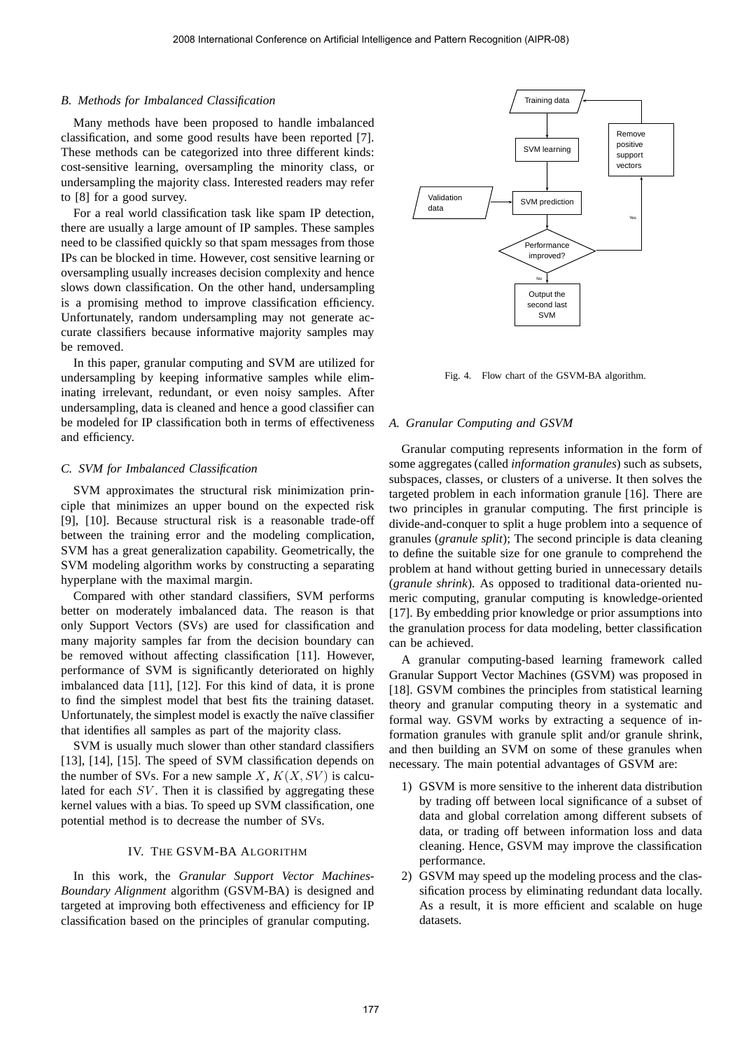### B. Methods for Imbalanced Classification

Many methods have been proposed to handle imbalanced classification, and some good results have been reported [7]. These methods can be categorized into three different kinds: cost-sensitive learning, oversampling the minority class, or undersampling the majority class. Interested readers may refer to [8] for a good survey.

For a real world classification task like spam IP detection, there are usually a large amount of IP samples. These samples need to be classified quickly so that spam messages from those IPs can be blocked in time. However, cost sensitive learning or oversampling usually increases decision complexity and hence slows down classification. On the other hand, undersampling is a promising method to improve classification efficiency. Unfortunately, random undersampling may not generate accurate classifiers because informative majority samples may be removed.

In this paper, granular computing and SVM are utilized for undersampling by keeping informative samples while eliminating irrelevant, redundant, or even noisy samples. After undersampling, data is cleaned and hence a good classifier can be modeled for IP classification both in terms of effectiveness and efficiency.

### C. SVM for Imbalanced Classification

SVM approximates the structural risk minimization principle that minimizes an upper bound on the expected risk [9], [10]. Because structural risk is a reasonable trade-off between the training error and the modeling complication, SVM has a great generalization capability. Geometrically, the SVM modeling algorithm works by constructing a separating hyperplane with the maximal margin.

Compared with other standard classifiers, SVM performs better on moderately imbalanced data. The reason is that only Support Vectors (SVs) are used for classification and many majority samples far from the decision boundary can be removed without affecting classification [11]. However, performance of SVM is significantly deteriorated on highly imbalanced data [11], [12]. For this kind of data, it is prone to find the simplest model that best fits the training dataset. Unfortunately, the simplest model is exactly the naïve classifier that identifies all samples as part of the majority class.

SVM is usually much slower than other standard classifiers [13], [14], [15]. The speed of SVM classification depends on the number of SVs. For a new sample $X$, $K(X, SV)$ is calculated for each $SV$. Then it is classified by aggregating these kernel values with a bias. To speed up SVM classification, one potential method is to decrease the number of SVs.

## IV. The GSVM-BA Algorithm

In this work, the *Granular Support Vector Machines-Boundary Alignment* algorithm (GSVM-BA) is designed and targeted at improving both effectiveness and efficiency for IP classification based on the principles of granular computing.

Training data → SVM learning → SVM prediction (with Validation data) → Performance improved? Yes → Remove positive support vectors → Training data; No → Output the second last SVM

Fig. 4. Flow chart of the GSVM-BA algorithm.

### A. Granular Computing and GSVM

Granular computing represents information in the form of some aggregates (called *information granules*) such as subsets, subspaces, classes, or clusters of a universe. It then solves the targeted problem in each information granule [16]. There are two principles in granular computing. The first principle is divide-and-conquer to split a huge problem into a sequence of granules (*granule split*); The second principle is data cleaning to define the suitable size for one granule to comprehend the problem at hand without getting buried in unnecessary details (*granule shrink*). As opposed to traditional data-oriented numeric computing, granular computing is knowledge-oriented [17]. By embedding prior knowledge or prior assumptions into the granulation process for data modeling, better classification can be achieved.

A granular computing-based learning framework called Granular Support Vector Machines (GSVM) was proposed in [18]. GSVM combines the principles from statistical learning theory and granular computing theory in a systematic and formal way. GSVM works by extracting a sequence of information granules with granule split and/or granule shrink, and then building an SVM on some of these granules when necessary. The main potential advantages of GSVM are:

1) GSVM is more sensitive to the inherent data distribution by trading off between local significance of a subset of data and global correlation among different subsets of data, or trading off between information loss and data cleaning. Hence, GSVM may improve the classification performance.
2) GSVM may speed up the modeling process and the classification process by eliminating redundant data locally. As a result, it is more efficient and scalable on huge datasets.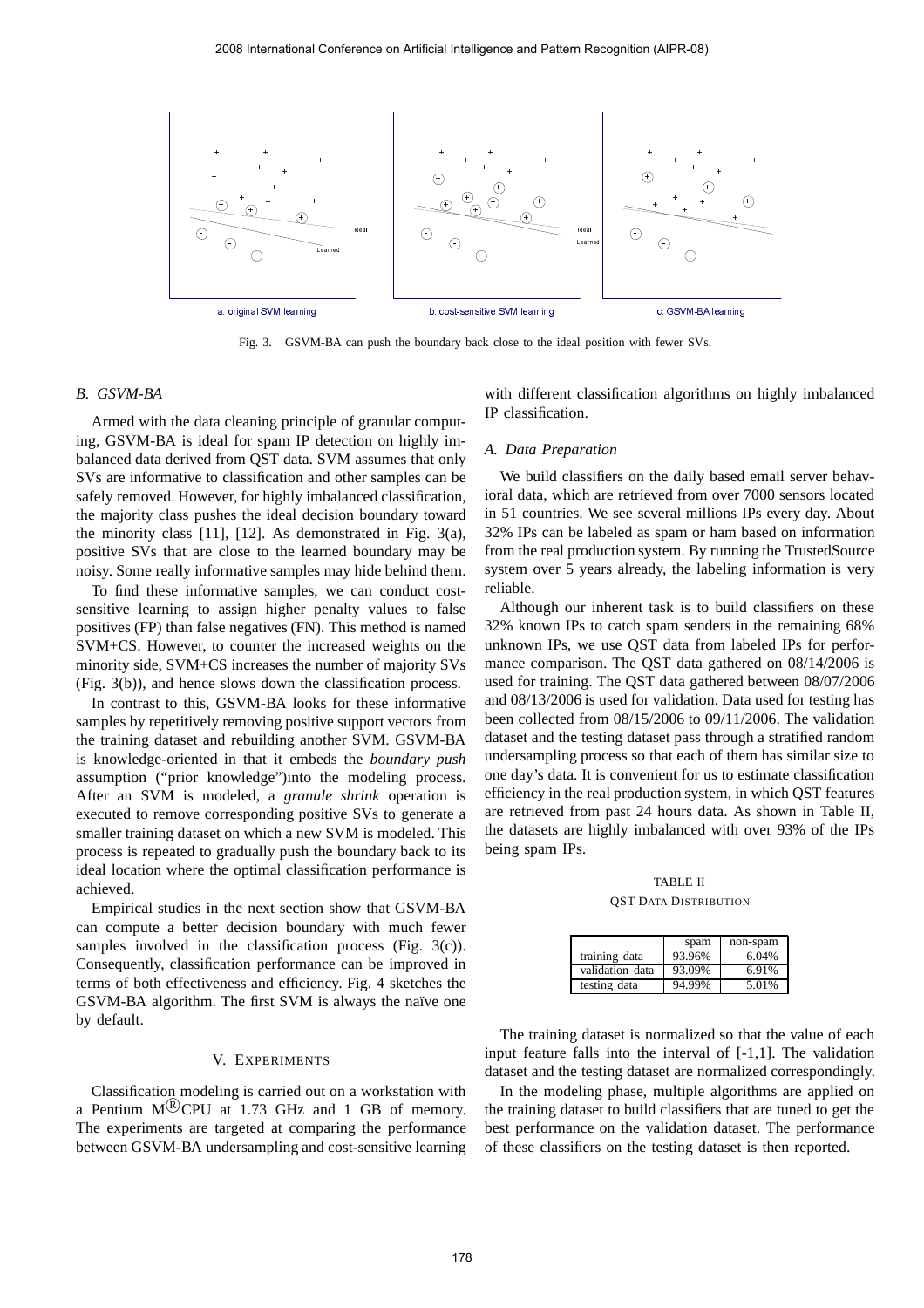Fig. 3. GSVM-BA can push the boundary back close to the ideal position with fewer SVs.

### B. GSVM-BA

Armed with the data cleaning principle of granular computing, GSVM-BA is ideal for spam IP detection on highly imbalanced data derived from QST data. SVM assumes that only SVs are informative to classification and other samples can be safely removed. However, for highly imbalanced classification, the majority class pushes the ideal decision boundary toward the minority class [11], [12]. As demonstrated in Fig. 3(a), positive SVs that are close to the learned boundary may be noisy. Some really informative samples may hide behind them.

To find these informative samples, we can conduct cost-sensitive learning to assign higher penalty values to false positives (FP) than false negatives (FN). This method is named SVM+CS. However, to counter the increased weights on the minority side, SVM+CS increases the number of majority SVs (Fig. 3(b)), and hence slows down the classification process.

In contrast to this, GSVM-BA looks for these informative samples by repetitively removing positive support vectors from the training dataset and rebuilding another SVM. GSVM-BA is knowledge-oriented in that it embeds the *boundary push* assumption ("prior knowledge")into the modeling process. After an SVM is modeled, a *granule shrink* operation is executed to remove corresponding positive SVs to generate a smaller training dataset on which a new SVM is modeled. This process is repeated to gradually push the boundary back to its ideal location where the optimal classification performance is achieved.

Empirical studies in the next section show that GSVM-BA can compute a better decision boundary with much fewer samples involved in the classification process (Fig. 3(c)). Consequently, classification performance can be improved in terms of both effectiveness and efficiency. Fig. 4 sketches the GSVM-BA algorithm. The first SVM is always the naïve one by default.

## V. Experiments

Classification modeling is carried out on a workstation with a Pentium M® CPU at 1.73 GHz and 1 GB of memory. The experiments are targeted at comparing the performance between GSVM-BA undersampling and cost-sensitive learning with different classification algorithms on highly imbalanced IP classification.

### A. Data Preparation

We build classifiers on the daily based email server behavioral data, which are retrieved from over 7000 sensors located in 51 countries. We see several millions IPs every day. About 32% IPs can be labeled as spam or ham based on information from the real production system. By running the TrustedSource system over 5 years already, the labeling information is very reliable.

Although our inherent task is to build classifiers on these 32% known IPs to catch spam senders in the remaining 68% unknown IPs, we use QST data from labeled IPs for performance comparison. The QST data gathered on 08/14/2006 is used for training. The QST data gathered between 08/07/2006 and 08/13/2006 is used for validation. Data used for testing has been collected from 08/15/2006 to 09/11/2006. The validation dataset and the testing dataset pass through a stratified random undersampling process so that each of them has similar size to one day's data. It is convenient for us to estimate classification efficiency in the real production system, in which QST features are retrieved from past 24 hours data. As shown in Table II, the datasets are highly imbalanced with over 93% of the IPs being spam IPs.

TABLE II
QST Data Distribution

| | spam | non-spam |
|---|---|---|
| training data | 93.96% | 6.04% |
| validation data | 93.09% | 6.91% |
| testing data | 94.99% | 5.01% |

The training dataset is normalized so that the value of each input feature falls into the interval of [-1,1]. The validation dataset and the testing dataset are normalized correspondingly.

In the modeling phase, multiple algorithms are applied on the training dataset to build classifiers that are tuned to get the best performance on the validation dataset. The performance of these classifiers on the testing dataset is then reported.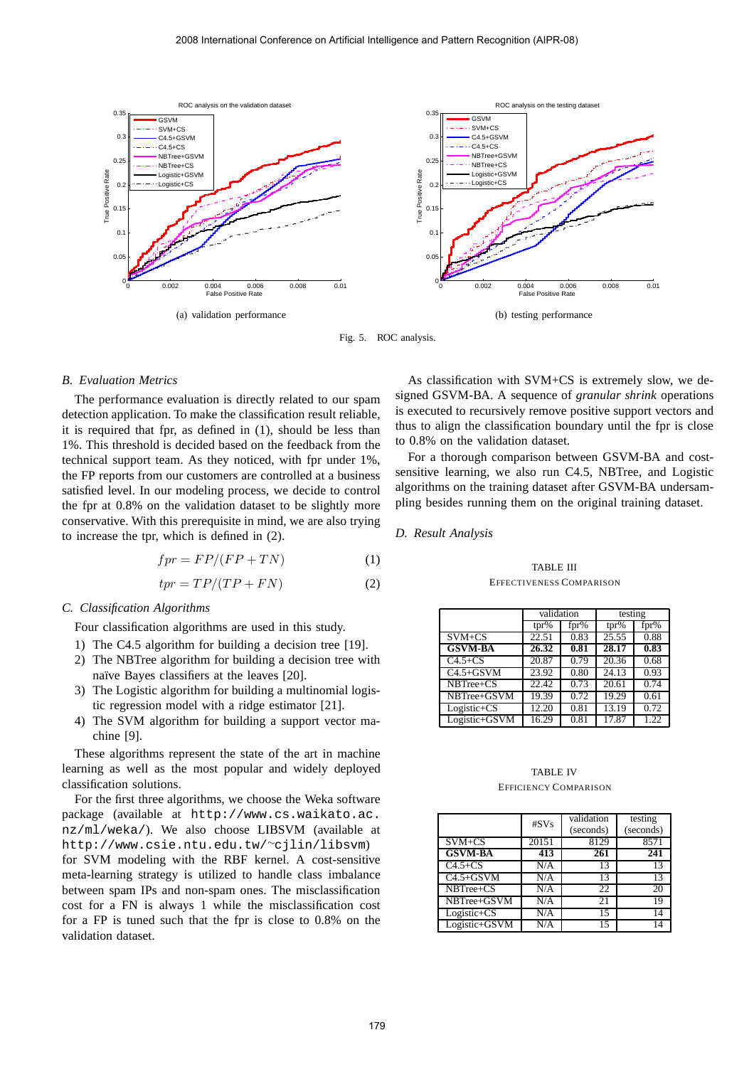(a) validation performance

(b) testing performance

Fig. 5. ROC analysis.

### B. Evaluation Metrics

The performance evaluation is directly related to our spam detection application. To make the classification result reliable, it is required that fpr, as defined in (1), should be less than 1%. This threshold is decided based on the feedback from the technical support team. As they noticed, with fpr under 1%, the FP reports from our customers are controlled at a business satisfied level. In our modeling process, we decide to control the fpr at 0.8% on the validation dataset to be slightly more conservative. With this prerequisite in mind, we are also trying to increase the tpr, which is defined in (2).

$$fpr = FP/(FP + TN) \tag{1}$$

$$tpr = TP/(TP + FN) \tag{2}$$

### C. Classification Algorithms

Four classification algorithms are used in this study.

1) The C4.5 algorithm for building a decision tree [19].
2) The NBTree algorithm for building a decision tree with naïve Bayes classifiers at the leaves [20].
3) The Logistic algorithm for building a multinomial logistic regression model with a ridge estimator [21].
4) The SVM algorithm for building a support vector machine [9].

These algorithms represent the state of the art in machine learning as well as the most popular and widely deployed classification solutions.

For the first three algorithms, we choose the Weka software package (available at `http://www.cs.waikato.ac.nz/ml/weka/`). We also choose LIBSVM (available at `http://www.csie.ntu.edu.tw/~cjlin/libsvm`) for SVM modeling with the RBF kernel. A cost-sensitive meta-learning strategy is utilized to handle class imbalance between spam IPs and non-spam ones. The misclassification cost for a FN is always 1 while the misclassification cost for a FP is tuned such that the fpr is close to 0.8% on the validation dataset.

As classification with SVM+CS is extremely slow, we designed GSVM-BA. A sequence of *granular shrink* operations is executed to recursively remove positive support vectors and thus to align the classification boundary until the fpr is close to 0.8% on the validation dataset.

For a thorough comparison between GSVM-BA and cost-sensitive learning, we also run C4.5, NBTree, and Logistic algorithms on the training dataset after GSVM-BA undersampling besides running them on the original training dataset.

### D. Result Analysis

TABLE III
EFFECTIVENESS COMPARISON

| | validation | | testing | |
|---|---|---|---|---|
| | tpr% | fpr% | tpr% | fpr% |
| SVM+CS | 22.51 | 0.83 | 25.55 | 0.88 |
| **GSVM-BA** | **26.32** | **0.81** | **28.17** | **0.83** |
| C4.5+CS | 20.87 | 0.79 | 20.36 | 0.68 |
| C4.5+GSVM | 23.92 | 0.80 | 24.13 | 0.93 |
| NBTree+CS | 22.42 | 0.73 | 20.61 | 0.74 |
| NBTree+GSVM | 19.39 | 0.72 | 19.29 | 0.61 |
| Logistic+CS | 12.20 | 0.81 | 13.19 | 0.72 |
| Logistic+GSVM | 16.29 | 0.81 | 17.87 | 1.22 |

TABLE IV
EFFICIENCY COMPARISON

| | #SVs | validation (seconds) | testing (seconds) |
|---|---|---|---|
| SVM+CS | 20151 | 8129 | 8571 |
| **GSVM-BA** | **413** | **261** | **241** |
| C4.5+CS | N/A | 13 | 13 |
| C4.5+GSVM | N/A | 13 | 13 |
| NBTree+CS | N/A | 22 | 20 |
| NBTree+GSVM | N/A | 21 | 19 |
| Logistic+CS | N/A | 15 | 14 |
| Logistic+GSVM | N/A | 15 | 14 |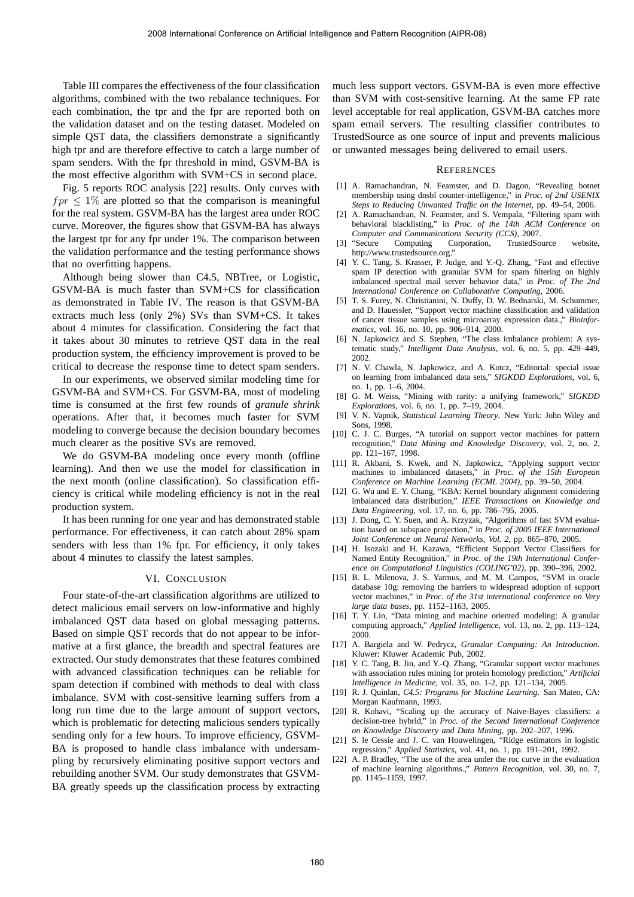Table III compares the effectiveness of the four classification algorithms, combined with the two rebalance techniques. For each combination, the tpr and the fpr are reported both on the validation dataset and on the testing dataset. Modeled on simple QST data, the classifiers demonstrate a significantly high tpr and are therefore effective to catch a large number of spam senders. With the fpr threshold in mind, GSVM-BA is the most effective algorithm with SVM+CS in second place.

Fig. 5 reports ROC analysis [22] results. Only curves with $fpr \leq 1\%$ are plotted so that the comparison is meaningful for the real system. GSVM-BA has the largest area under ROC curve. Moreover, the figures show that GSVM-BA has always the largest tpr for any fpr under 1%. The comparison between the validation performance and the testing performance shows that no overfitting happens.

Although being slower than C4.5, NBTree, or Logistic, GSVM-BA is much faster than SVM+CS for classification as demonstrated in Table IV. The reason is that GSVM-BA extracts much less (only 2%) SVs than SVM+CS. It takes about 4 minutes for classification. Considering the fact that it takes about 30 minutes to retrieve QST data in the real production system, the efficiency improvement is proved to be critical to decrease the response time to detect spam senders.

In our experiments, we observed similar modeling time for GSVM-BA and SVM+CS. For GSVM-BA, most of modeling time is consumed at the first few rounds of *granule shrink* operations. After that, it becomes much faster for SVM modeling to converge because the decision boundary becomes much clearer as the positive SVs are removed.

We do GSVM-BA modeling once every month (offline learning). And then we use the model for classification in the next month (online classification). So classification efficiency is critical while modeling efficiency is not in the real production system.

It has been running for one year and has demonstrated stable performance. For effectiveness, it can catch about 28% spam senders with less than 1% fpr. For efficiency, it only takes about 4 minutes to classify the latest samples.

## VI. Conclusion

Four state-of-the-art classification algorithms are utilized to detect malicious email servers on low-informative and highly imbalanced QST data based on global messaging patterns. Based on simple QST records that do not appear to be informative at a first glance, the breadth and spectral features are extracted. Our study demonstrates that these features combined with advanced classification techniques can be reliable for spam detection if combined with methods to deal with class imbalance. SVM with cost-sensitive learning suffers from a long run time due to the large amount of support vectors, which is problematic for detecting malicious senders typically sending only for a few hours. To improve efficiency, GSVM-BA is proposed to handle class imbalance with undersampling by recursively eliminating positive support vectors and rebuilding another SVM. Our study demonstrates that GSVM-BA greatly speeds up the classification process by extracting much less support vectors. GSVM-BA is even more effective than SVM with cost-sensitive learning. At the same FP rate level acceptable for real application, GSVM-BA catches more spam email servers. The resulting classifier contributes to TrustedSource as one source of input and prevents malicious or unwanted messages being delivered to email users.

## References

[1] A. Ramachandran, N. Feamster, and D. Dagon, "Revealing botnet membership using dnsbl counter-intelligence," in *Proc. of 2nd USENIX Steps to Reducing Unwanted Traffic on the Internet*, pp. 49–54, 2006.

[2] A. Ramachandran, N. Feamster, and S. Vempala, "Filtering spam with behavioral blacklisting," in *Proc. of the 14th ACM Conference on Computer and Communications Security (CCS)*, 2007.

[3] "Secure Computing Corporation, TrustedSource website, http://www.trustedsource.org."

[4] Y. C. Tang, S. Krasser, P. Judge, and Y.-Q. Zhang, "Fast and effective spam IP detection with granular SVM for spam filtering on highly imbalanced spectral mail server behavior data," in *Proc. of The 2nd International Conference on Collaborative Computing*, 2006.

[5] T. S. Furey, N. Christianini, N. Duffy, D. W. Bednarski, M. Schummer, and D. Hauessler, "Support vector machine classification and validation of cancer tissue samples using microarray expression data.," *Bioinformatics*, vol. 16, no. 10, pp. 906–914, 2000.

[6] N. Japkowicz and S. Stephen, "The class imbalance problem: A systematic study," *Intelligent Data Analysis*, vol. 6, no. 5, pp. 429–449, 2002.

[7] N. V. Chawla, N. Japkowicz, and A. Kotcz, "Editorial: special issue on learning from imbalanced data sets," *SIGKDD Explorations*, vol. 6, no. 1, pp. 1–6, 2004.

[8] G. M. Weiss, "Mining with rarity: a unifying framework," *SIGKDD Explorations*, vol. 6, no. 1, pp. 7–19, 2004.

[9] V. N. Vapnik, *Statistical Learning Theory*. New York: John Wiley and Sons, 1998.

[10] C. J. C. Burges, "A tutorial on support vector machines for pattern recognition," *Data Mining and Knowledge Discovery*, vol. 2, no. 2, pp. 121–167, 1998.

[11] R. Akbani, S. Kwek, and N. Japkowicz, "Applying support vector machines to imbalanced datasets," in *Proc. of the 15th European Conference on Machine Learning (ECML 2004)*, pp. 39–50, 2004.

[12] G. Wu and E. Y. Chang, "KBA: Kernel boundary alignment considering imbalanced data distribution," *IEEE Transactions on Knowledge and Data Engineering*, vol. 17, no. 6, pp. 786–795, 2005.

[13] J. Dong, C. Y. Suen, and A. Krzyzak, "Algorithms of fast SVM evaluation based on subspace projection," in *Proc. of 2005 IEEE International Joint Conference on Neural Networks, Vol. 2*, pp. 865–870, 2005.

[14] H. Isozaki and H. Kazawa, "Efficient Support Vector Classifiers for Named Entity Recognition," in *Proc. of the 19th International Conference on Computational Linguistics (COLING'02)*, pp. 390–396, 2002.

[15] B. L. Milenova, J. S. Yarmus, and M. M. Campos, "SVM in oracle database 10g: removing the barriers to widespread adoption of support vector machines," in *Proc. of the 31st international conference on Very large data bases*, pp. 1152–1163, 2005.

[16] T. Y. Lin, "Data mining and machine oriented modeling: A granular computing approach," *Applied Intelligence*, vol. 13, no. 2, pp. 113–124, 2000.

[17] A. Bargiela and W. Pedrycz, *Granular Computing: An Introduction*. Kluwer: Kluwer Academic Pub, 2002.

[18] Y. C. Tang, B. Jin, and Y.-Q. Zhang, "Granular support vector machines with association rules mining for protein homology prediction," *Artificial Intelligence in Medicine*, vol. 35, no. 1-2, pp. 121–134, 2005.

[19] R. J. Quinlan, *C4.5: Programs for Machine Learning*. San Mateo, CA: Morgan Kaufmann, 1993.

[20] R. Kohavi, "Scaling up the accuracy of Naive-Bayes classifiers: a decision-tree hybrid," in *Proc. of the Second International Conference on Knowledge Discovery and Data Mining*, pp. 202–207, 1996.

[21] S. le Cessie and J. C. van Houwelingen, "Ridge estimators in logistic regression," *Applied Statistics*, vol. 41, no. 1, pp. 191–201, 1992.

[22] A. P. Bradley, "The use of the area under the roc curve in the evaluation of machine learning algorithms.," *Pattern Recognition*, vol. 30, no. 7, pp. 1145–1159, 1997.